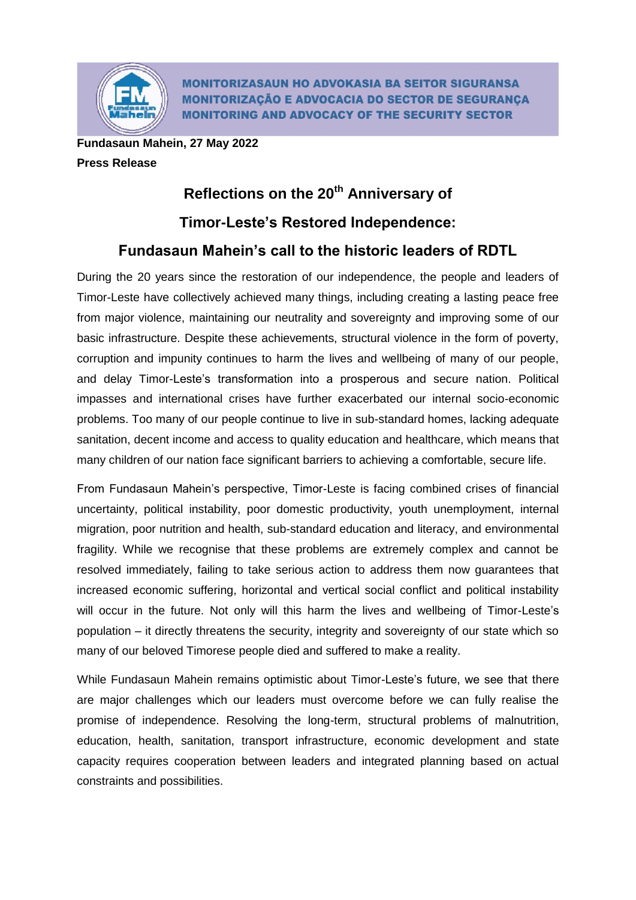MONITORIZASAUN HO ADVOKASIA BA SEITOR SIGURANSA
MONITORIZAÇÃO E ADVOCACIA DO SECTOR DE SEGURANÇA
MONITORING AND ADVOCACY OF THE SECURITY SECTOR

**Fundasaun Mahein, 27 May 2022**
**Press Release**

# Reflections on the 20th Anniversary of Timor-Leste's Restored Independence: Fundasaun Mahein's call to the historic leaders of RDTL

During the 20 years since the restoration of our independence, the people and leaders of Timor-Leste have collectively achieved many things, including creating a lasting peace free from major violence, maintaining our neutrality and sovereignty and improving some of our basic infrastructure. Despite these achievements, structural violence in the form of poverty, corruption and impunity continues to harm the lives and wellbeing of many of our people, and delay Timor-Leste's transformation into a prosperous and secure nation. Political impasses and international crises have further exacerbated our internal socio-economic problems. Too many of our people continue to live in sub-standard homes, lacking adequate sanitation, decent income and access to quality education and healthcare, which means that many children of our nation face significant barriers to achieving a comfortable, secure life.

From Fundasaun Mahein's perspective, Timor-Leste is facing combined crises of financial uncertainty, political instability, poor domestic productivity, youth unemployment, internal migration, poor nutrition and health, sub-standard education and literacy, and environmental fragility. While we recognise that these problems are extremely complex and cannot be resolved immediately, failing to take serious action to address them now guarantees that increased economic suffering, horizontal and vertical social conflict and political instability will occur in the future. Not only will this harm the lives and wellbeing of Timor-Leste's population – it directly threatens the security, integrity and sovereignty of our state which so many of our beloved Timorese people died and suffered to make a reality.

While Fundasaun Mahein remains optimistic about Timor-Leste's future, we see that there are major challenges which our leaders must overcome before we can fully realise the promise of independence. Resolving the long-term, structural problems of malnutrition, education, health, sanitation, transport infrastructure, economic development and state capacity requires cooperation between leaders and integrated planning based on actual constraints and possibilities.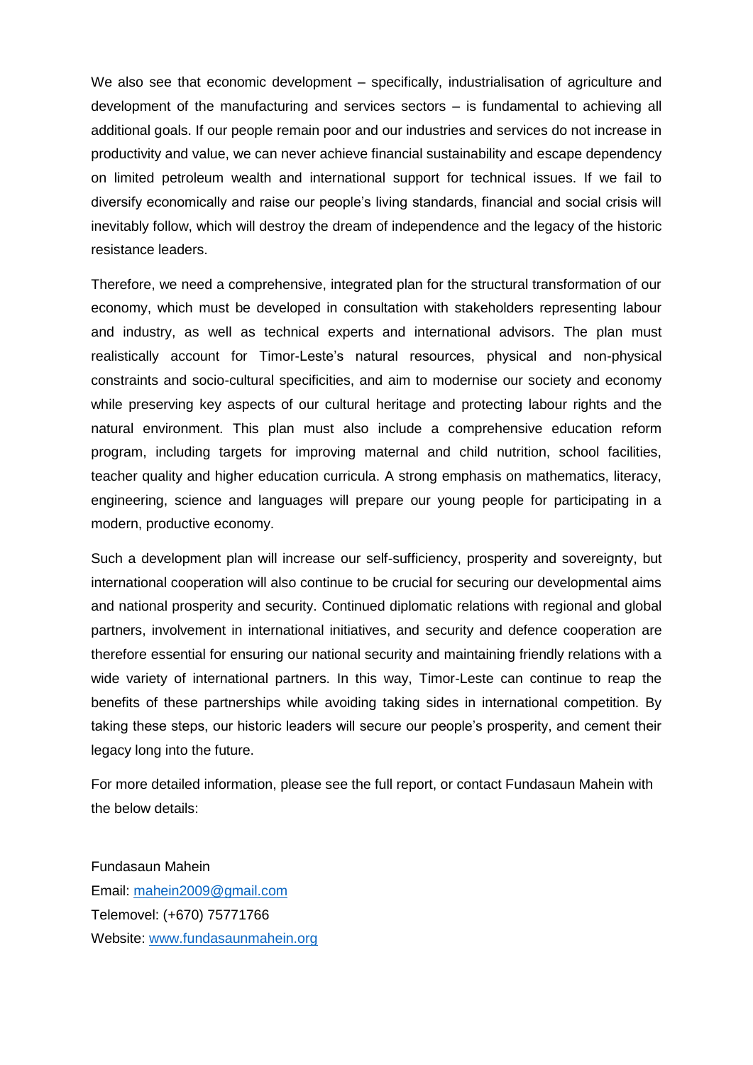We also see that economic development – specifically, industrialisation of agriculture and development of the manufacturing and services sectors – is fundamental to achieving all additional goals. If our people remain poor and our industries and services do not increase in productivity and value, we can never achieve financial sustainability and escape dependency on limited petroleum wealth and international support for technical issues. If we fail to diversify economically and raise our people's living standards, financial and social crisis will inevitably follow, which will destroy the dream of independence and the legacy of the historic resistance leaders.

Therefore, we need a comprehensive, integrated plan for the structural transformation of our economy, which must be developed in consultation with stakeholders representing labour and industry, as well as technical experts and international advisors. The plan must realistically account for Timor-Leste's natural resources, physical and non-physical constraints and socio-cultural specificities, and aim to modernise our society and economy while preserving key aspects of our cultural heritage and protecting labour rights and the natural environment. This plan must also include a comprehensive education reform program, including targets for improving maternal and child nutrition, school facilities, teacher quality and higher education curricula. A strong emphasis on mathematics, literacy, engineering, science and languages will prepare our young people for participating in a modern, productive economy.

Such a development plan will increase our self-sufficiency, prosperity and sovereignty, but international cooperation will also continue to be crucial for securing our developmental aims and national prosperity and security. Continued diplomatic relations with regional and global partners, involvement in international initiatives, and security and defence cooperation are therefore essential for ensuring our national security and maintaining friendly relations with a wide variety of international partners. In this way, Timor-Leste can continue to reap the benefits of these partnerships while avoiding taking sides in international competition. By taking these steps, our historic leaders will secure our people's prosperity, and cement their legacy long into the future.

For more detailed information, please see the full report, or contact Fundasaun Mahein with the below details:

Fundasaun Mahein
Email: [mahein2009@gmail.com](mailto:mahein2009@gmail.com)
Telemovel: (+670) 75771766
Website: [www.fundasaunmahein.org](http://www.fundasaunmahein.org)